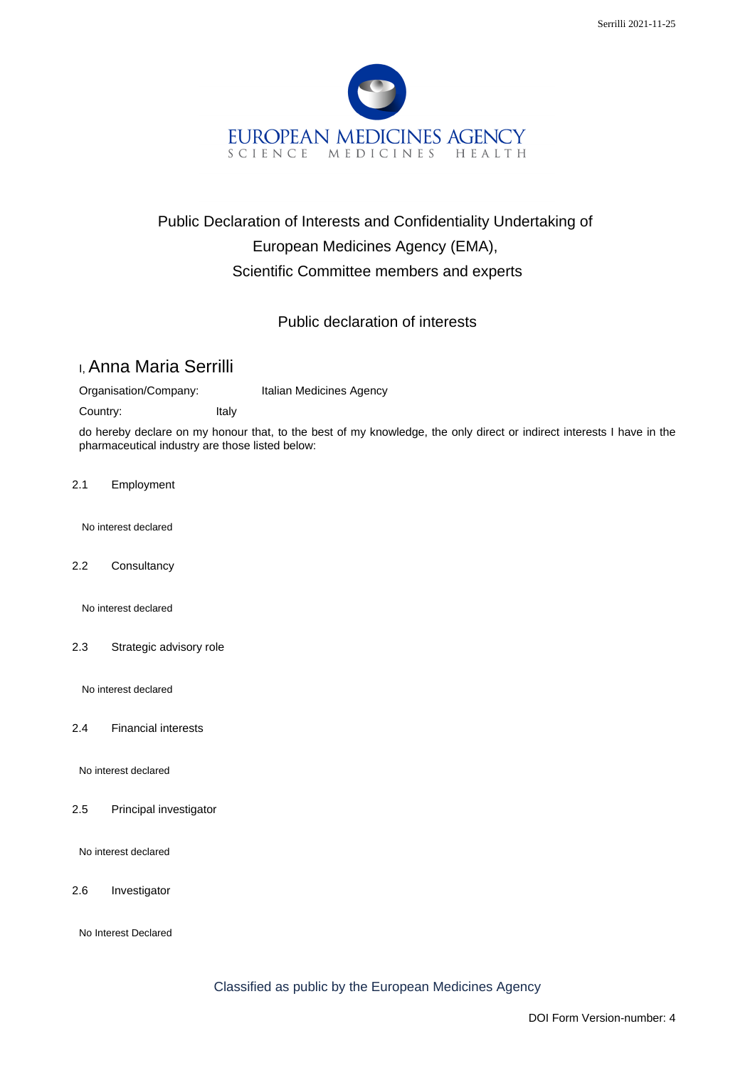EUROPEAN MEDICINES AGENCY

SCIENCE MEDICINES HEALTH

# Public Declaration of Interests and Confidentiality Undertaking of European Medicines Agency (EMA), Scientific Committee members and experts

## Public declaration of interests

I, Anna Maria Serrilli

Organisation/Company: Italian Medicines Agency

Country: Italy

do hereby declare on my honour that, to the best of my knowledge, the only direct or indirect interests I have in the pharmaceutical industry are those listed below:

2.1 Employment

No interest declared

2.2 Consultancy

No interest declared

2.3 Strategic advisory role

No interest declared

2.4 Financial interests

No interest declared

2.5 Principal investigator

No interest declared

2.6 Investigator

No Interest Declared

Classified as public by the European Medicines Agency

DOI Form Version-number: 4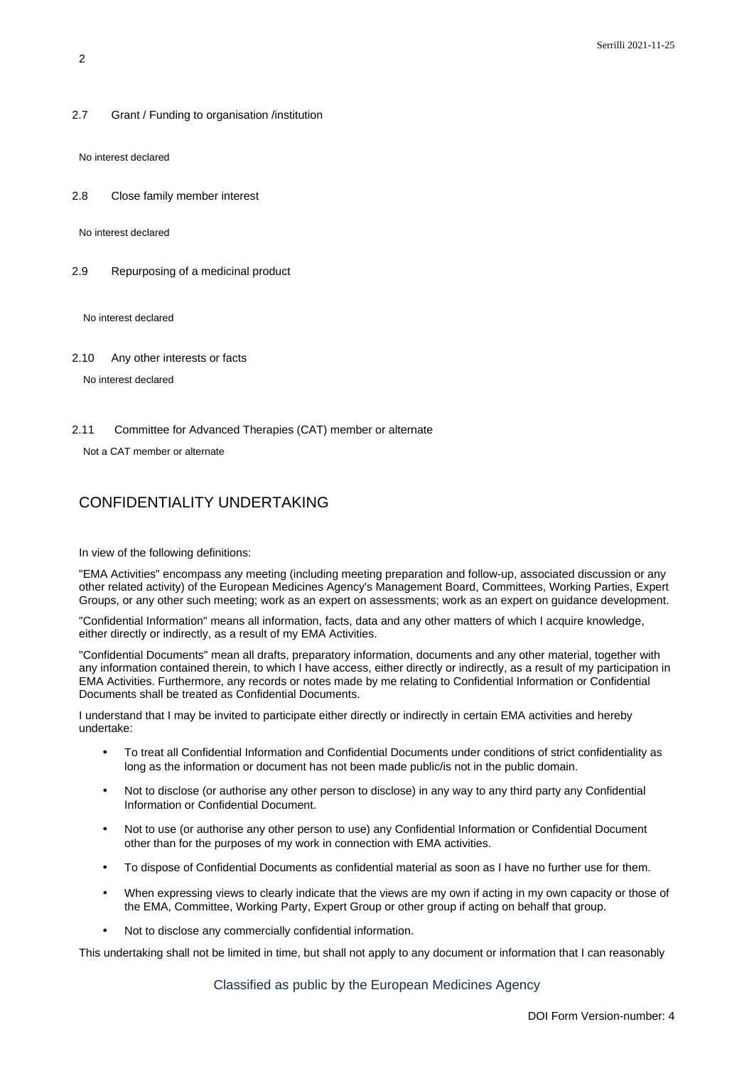2.7 Grant / Funding to organisation /institution

No interest declared

2.8 Close family member interest

No interest declared

2.9 Repurposing of a medicinal product

No interest declared

2.10 Any other interests or facts

No interest declared

2.11 Committee for Advanced Therapies (CAT) member or alternate

Not a CAT member or alternate

## CONFIDENTIALITY UNDERTAKING

In view of the following definitions:

"EMA Activities" encompass any meeting (including meeting preparation and follow-up, associated discussion or any other related activity) of the European Medicines Agency's Management Board, Committees, Working Parties, Expert Groups, or any other such meeting; work as an expert on assessments; work as an expert on guidance development.

"Confidential Information" means all information, facts, data and any other matters of which I acquire knowledge, either directly or indirectly, as a result of my EMA Activities.

"Confidential Documents" mean all drafts, preparatory information, documents and any other material, together with any information contained therein, to which I have access, either directly or indirectly, as a result of my participation in EMA Activities. Furthermore, any records or notes made by me relating to Confidential Information or Confidential Documents shall be treated as Confidential Documents.

I understand that I may be invited to participate either directly or indirectly in certain EMA activities and hereby undertake:

- To treat all Confidential Information and Confidential Documents under conditions of strict confidentiality as long as the information or document has not been made public/is not in the public domain.
- Not to disclose (or authorise any other person to disclose) in any way to any third party any Confidential Information or Confidential Document.
- Not to use (or authorise any other person to use) any Confidential Information or Confidential Document other than for the purposes of my work in connection with EMA activities.
- To dispose of Confidential Documents as confidential material as soon as I have no further use for them.
- When expressing views to clearly indicate that the views are my own if acting in my own capacity or those of the EMA, Committee, Working Party, Expert Group or other group if acting on behalf that group.
- Not to disclose any commercially confidential information.

This undertaking shall not be limited in time, but shall not apply to any document or information that I can reasonably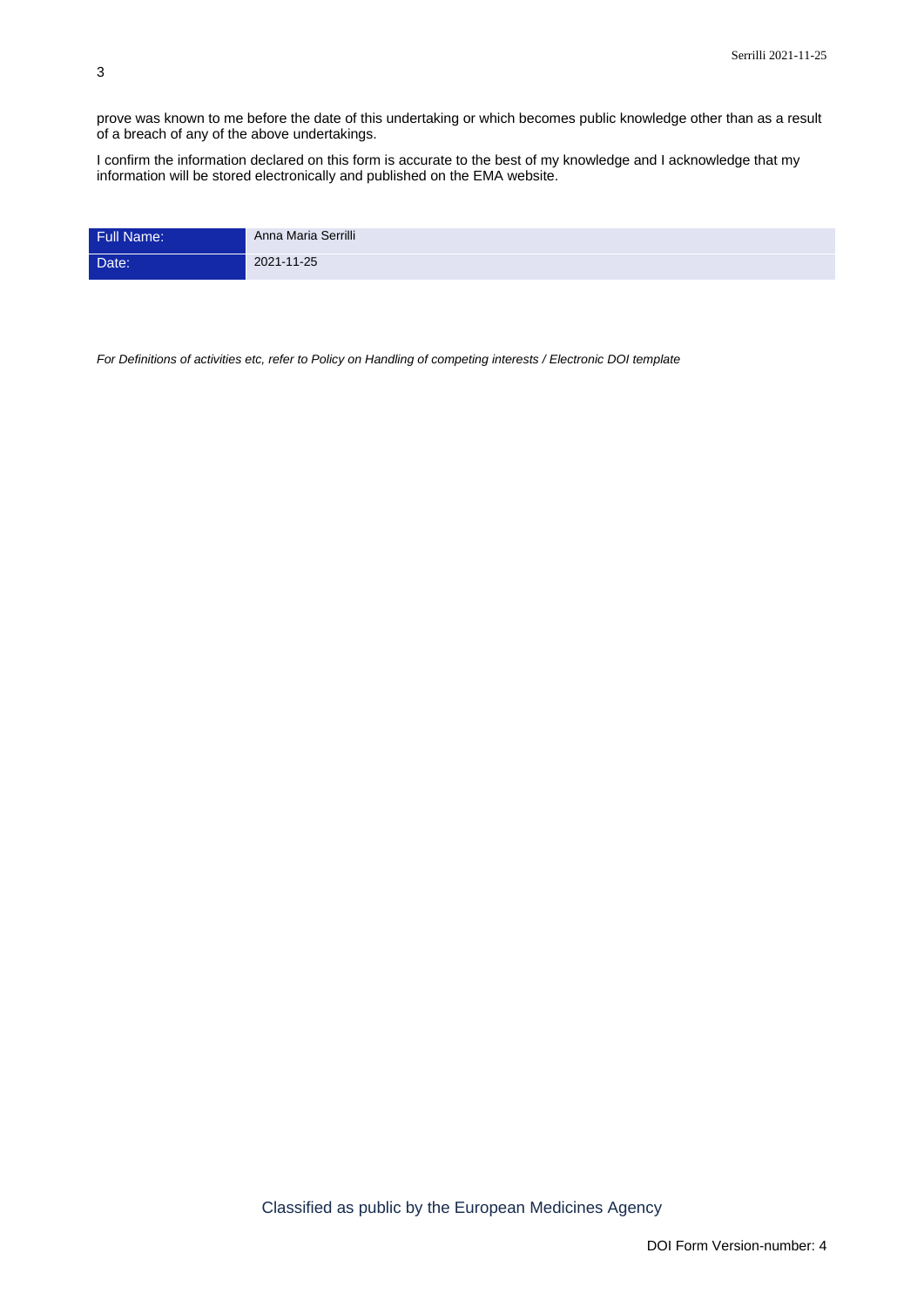prove was known to me before the date of this undertaking or which becomes public knowledge other than as a result of a breach of any of the above undertakings.

I confirm the information declared on this form is accurate to the best of my knowledge and I acknowledge that my information will be stored electronically and published on the EMA website.

| | |
|---|---|
| Full Name: | Anna Maria Serrilli |
| Date: | 2021-11-25 |

*For Definitions of activities etc, refer to Policy on Handling of competing interests / Electronic DOI template*

Classified as public by the European Medicines Agency

DOI Form Version-number: 4